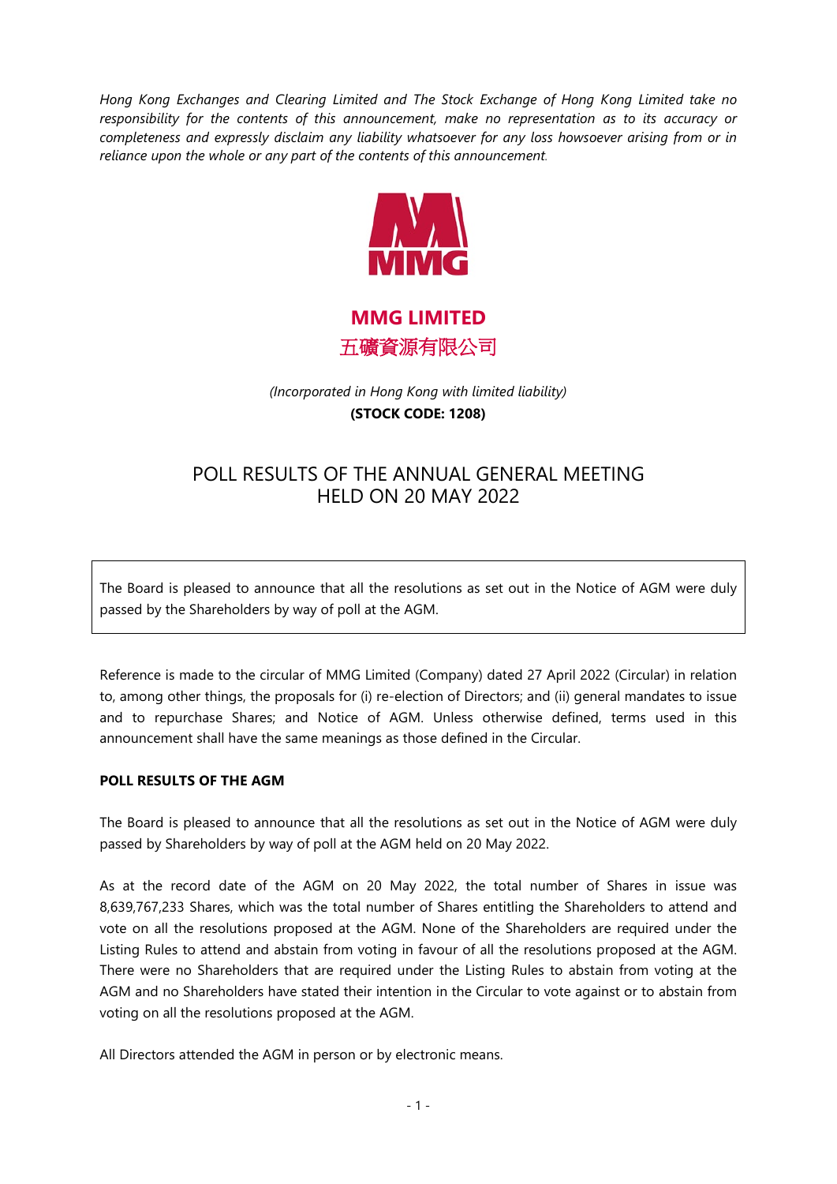*Hong Kong Exchanges and Clearing Limited and The Stock Exchange of Hong Kong Limited take no responsibility for the contents of this announcement, make no representation as to its accuracy or completeness and expressly disclaim any liability whatsoever for any loss howsoever arising from or in reliance upon the whole or any part of the contents of this announcement.*

**MMG LIMITED**
**五礦資源有限公司**

*(Incorporated in Hong Kong with limited liability)*
**(STOCK CODE: 1208)**

# POLL RESULTS OF THE ANNUAL GENERAL MEETING HELD ON 20 MAY 2022

The Board is pleased to announce that all the resolutions as set out in the Notice of AGM were duly passed by the Shareholders by way of poll at the AGM.

Reference is made to the circular of MMG Limited (Company) dated 27 April 2022 (Circular) in relation to, among other things, the proposals for (i) re-election of Directors; and (ii) general mandates to issue and to repurchase Shares; and Notice of AGM. Unless otherwise defined, terms used in this announcement shall have the same meanings as those defined in the Circular.

**POLL RESULTS OF THE AGM**

The Board is pleased to announce that all the resolutions as set out in the Notice of AGM were duly passed by Shareholders by way of poll at the AGM held on 20 May 2022.

As at the record date of the AGM on 20 May 2022, the total number of Shares in issue was 8,639,767,233 Shares, which was the total number of Shares entitling the Shareholders to attend and vote on all the resolutions proposed at the AGM. None of the Shareholders are required under the Listing Rules to attend and abstain from voting in favour of all the resolutions proposed at the AGM. There were no Shareholders that are required under the Listing Rules to abstain from voting at the AGM and no Shareholders have stated their intention in the Circular to vote against or to abstain from voting on all the resolutions proposed at the AGM.

All Directors attended the AGM in person or by electronic means.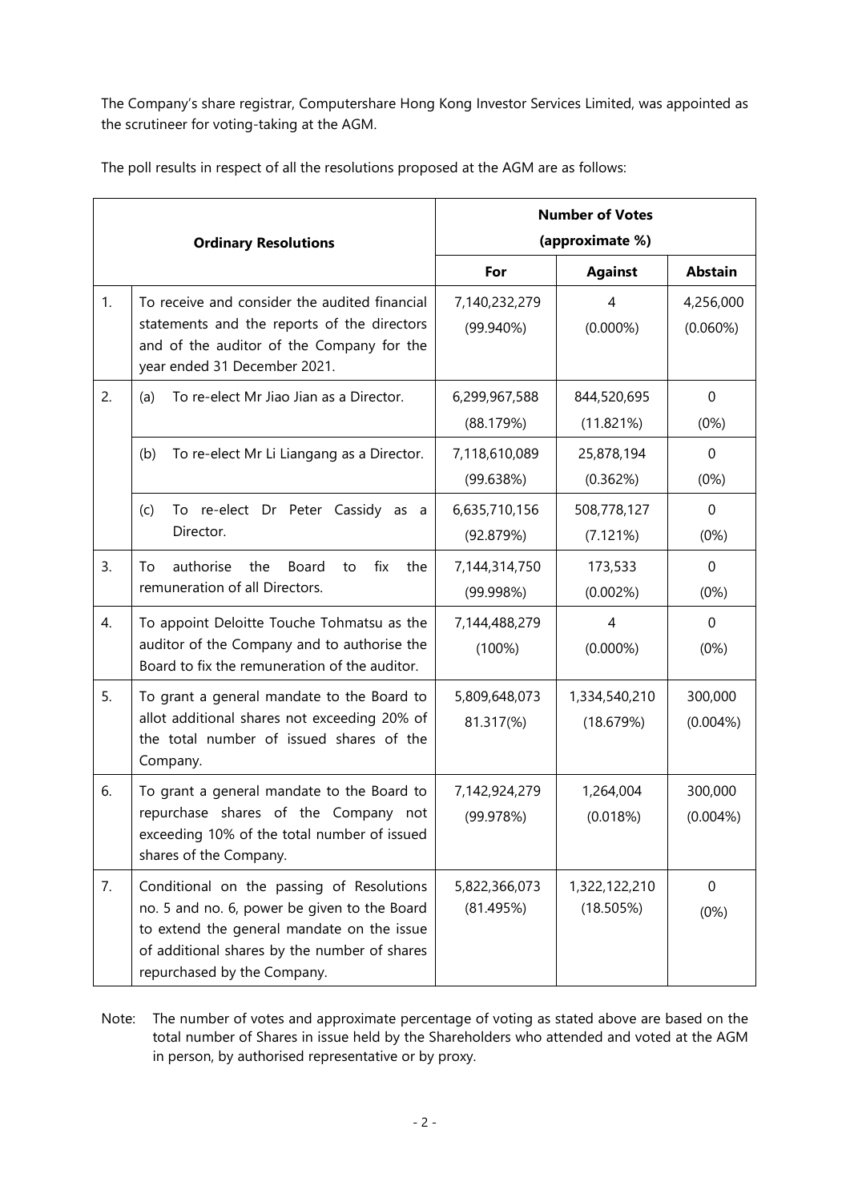The Company's share registrar, Computershare Hong Kong Investor Services Limited, was appointed as the scrutineer for voting-taking at the AGM.

The poll results in respect of all the resolutions proposed at the AGM are as follows:

| | Ordinary Resolutions | | Number of Votes (approximate %) | | |
|---|---|---|---|---|---|
| | | | For | Against | Abstain |
| 1. | To receive and consider the audited financial statements and the reports of the directors and of the auditor of the Company for the year ended 31 December 2021. | | 7,140,232,279 (99.940%) | 4 (0.000%) | 4,256,000 (0.060%) |
| 2. | (a) | To re-elect Mr Jiao Jian as a Director. | 6,299,967,588 (88.179%) | 844,520,695 (11.821%) | 0 (0%) |
| | (b) | To re-elect Mr Li Liangang as a Director. | 7,118,610,089 (99.638%) | 25,878,194 (0.362%) | 0 (0%) |
| | (c) | To re-elect Dr Peter Cassidy as a Director. | 6,635,710,156 (92.879%) | 508,778,127 (7.121%) | 0 (0%) |
| 3. | To authorise the Board to fix the remuneration of all Directors. | | 7,144,314,750 (99.998%) | 173,533 (0.002%) | 0 (0%) |
| 4. | To appoint Deloitte Touche Tohmatsu as the auditor of the Company and to authorise the Board to fix the remuneration of the auditor. | | 7,144,488,279 (100%) | 4 (0.000%) | 0 (0%) |
| 5. | To grant a general mandate to the Board to allot additional shares not exceeding 20% of the total number of issued shares of the Company. | | 5,809,648,073 81.317(%) | 1,334,540,210 (18.679%) | 300,000 (0.004%) |
| 6. | To grant a general mandate to the Board to repurchase shares of the Company not exceeding 10% of the total number of issued shares of the Company. | | 7,142,924,279 (99.978%) | 1,264,004 (0.018%) | 300,000 (0.004%) |
| 7. | Conditional on the passing of Resolutions no. 5 and no. 6, power be given to the Board to extend the general mandate on the issue of additional shares by the number of shares repurchased by the Company. | | 5,822,366,073 (81.495%) | 1,322,122,210 (18.505%) | 0 (0%) |

Note: The number of votes and approximate percentage of voting as stated above are based on the total number of Shares in issue held by the Shareholders who attended and voted at the AGM in person, by authorised representative or by proxy.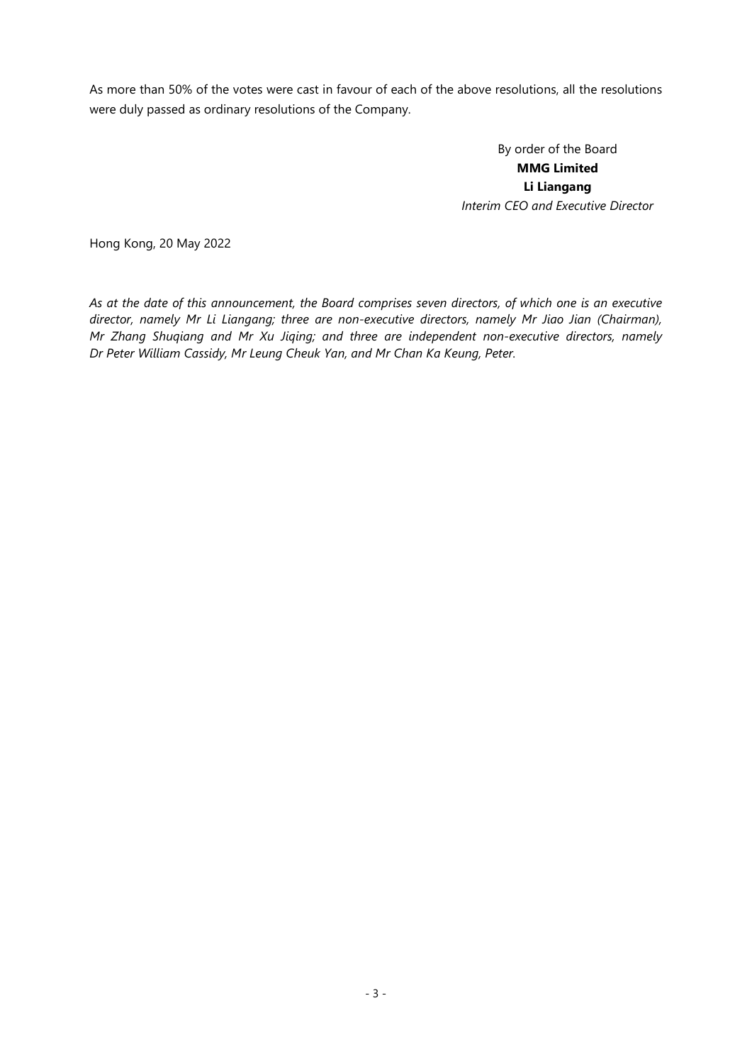As more than 50% of the votes were cast in favour of each of the above resolutions, all the resolutions were duly passed as ordinary resolutions of the Company.

By order of the Board
**MMG Limited**
**Li Liangang**
*Interim CEO and Executive Director*

Hong Kong, 20 May 2022

*As at the date of this announcement, the Board comprises seven directors, of which one is an executive director, namely Mr Li Liangang; three are non-executive directors, namely Mr Jiao Jian (Chairman), Mr Zhang Shuqiang and Mr Xu Jiqing; and three are independent non-executive directors, namely Dr Peter William Cassidy, Mr Leung Cheuk Yan, and Mr Chan Ka Keung, Peter.*